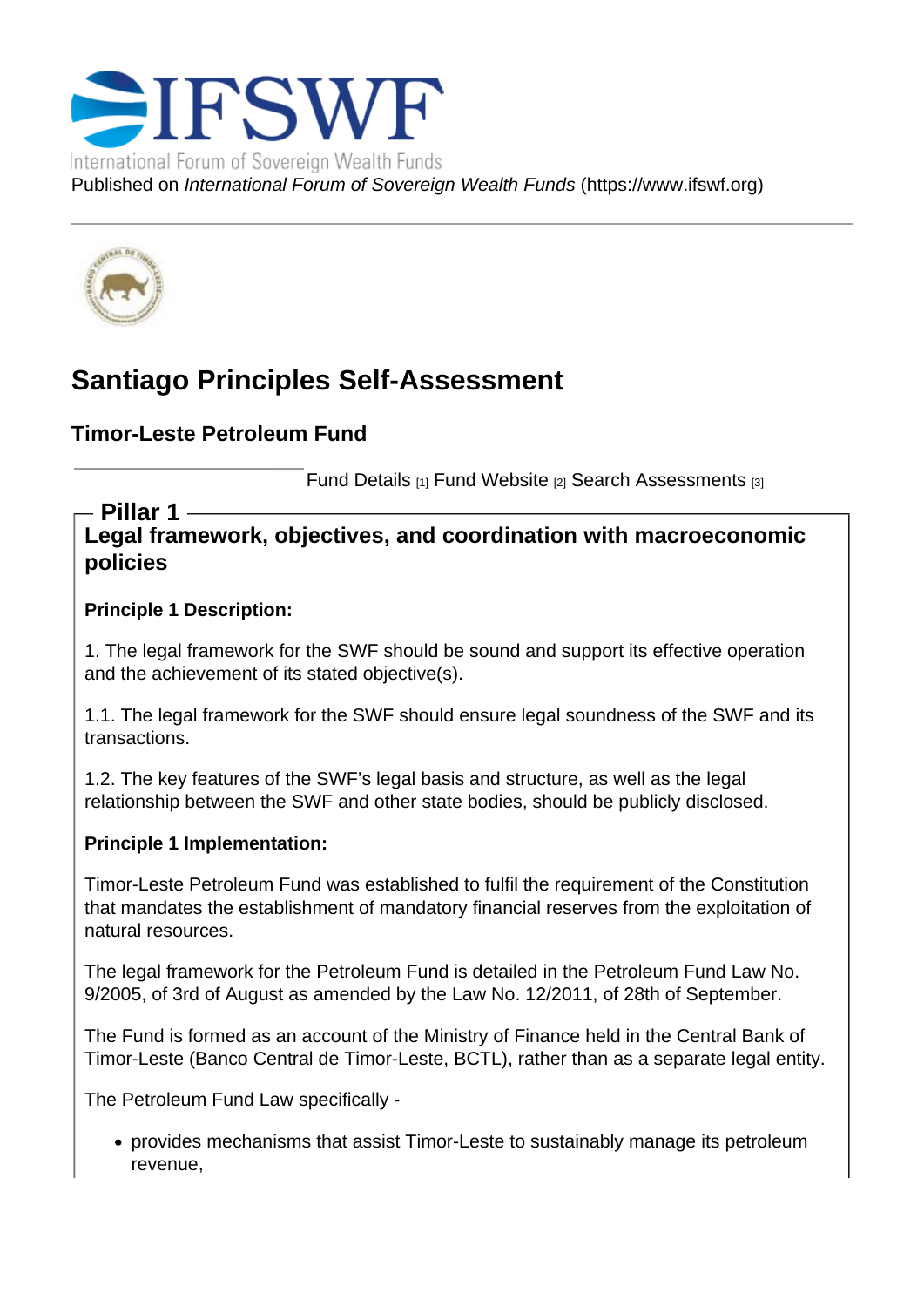IFSWF

International Forum of Sovereign Wealth Funds

Published on *International Forum of Sovereign Wealth Funds* (https://www.ifswf.org)

# Santiago Principles Self-Assessment

## Timor-Leste Petroleum Fund

Fund Details [1] Fund Website [2] Search Assessments [3]

## Pillar 1

### Legal framework, objectives, and coordination with macroeconomic policies

**Principle 1 Description:**

1. The legal framework for the SWF should be sound and support its effective operation and the achievement of its stated objective(s).

1.1. The legal framework for the SWF should ensure legal soundness of the SWF and its transactions.

1.2. The key features of the SWF's legal basis and structure, as well as the legal relationship between the SWF and other state bodies, should be publicly disclosed.

**Principle 1 Implementation:**

Timor-Leste Petroleum Fund was established to fulfil the requirement of the Constitution that mandates the establishment of mandatory financial reserves from the exploitation of natural resources.

The legal framework for the Petroleum Fund is detailed in the Petroleum Fund Law No. 9/2005, of 3rd of August as amended by the Law No. 12/2011, of 28th of September.

The Fund is formed as an account of the Ministry of Finance held in the Central Bank of Timor-Leste (Banco Central de Timor-Leste, BCTL), rather than as a separate legal entity.

The Petroleum Fund Law specifically -

- provides mechanisms that assist Timor-Leste to sustainably manage its petroleum revenue,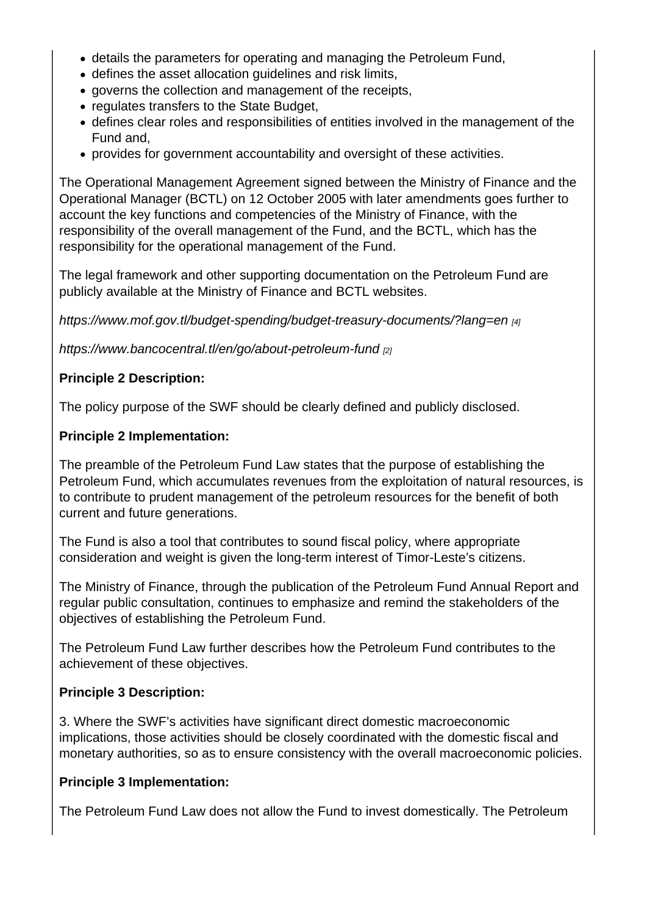- details the parameters for operating and managing the Petroleum Fund,
- defines the asset allocation guidelines and risk limits,
- governs the collection and management of the receipts,
- regulates transfers to the State Budget,
- defines clear roles and responsibilities of entities involved in the management of the Fund and,
- provides for government accountability and oversight of these activities.

The Operational Management Agreement signed between the Ministry of Finance and the Operational Manager (BCTL) on 12 October 2005 with later amendments goes further to account the key functions and competencies of the Ministry of Finance, with the responsibility of the overall management of the Fund, and the BCTL, which has the responsibility for the operational management of the Fund.

The legal framework and other supporting documentation on the Petroleum Fund are publicly available at the Ministry of Finance and BCTL websites.

*https://www.mof.gov.tl/budget-spending/budget-treasury-documents/?lang=en* [4]

*https://www.bancocentral.tl/en/go/about-petroleum-fund* [2]

**Principle 2 Description:**

The policy purpose of the SWF should be clearly defined and publicly disclosed.

**Principle 2 Implementation:**

The preamble of the Petroleum Fund Law states that the purpose of establishing the Petroleum Fund, which accumulates revenues from the exploitation of natural resources, is to contribute to prudent management of the petroleum resources for the benefit of both current and future generations.

The Fund is also a tool that contributes to sound fiscal policy, where appropriate consideration and weight is given the long-term interest of Timor-Leste's citizens.

The Ministry of Finance, through the publication of the Petroleum Fund Annual Report and regular public consultation, continues to emphasize and remind the stakeholders of the objectives of establishing the Petroleum Fund.

The Petroleum Fund Law further describes how the Petroleum Fund contributes to the achievement of these objectives.

**Principle 3 Description:**

3. Where the SWF's activities have significant direct domestic macroeconomic implications, those activities should be closely coordinated with the domestic fiscal and monetary authorities, so as to ensure consistency with the overall macroeconomic policies.

**Principle 3 Implementation:**

The Petroleum Fund Law does not allow the Fund to invest domestically. The Petroleum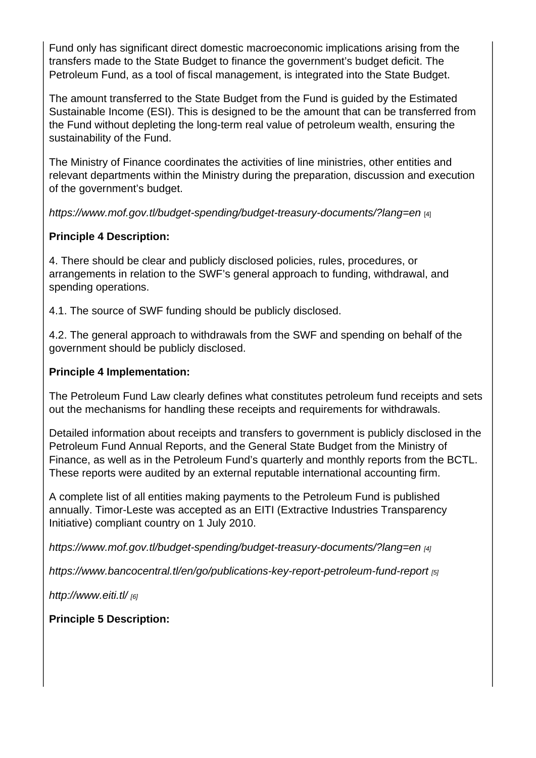Fund only has significant direct domestic macroeconomic implications arising from the transfers made to the State Budget to finance the government's budget deficit. The Petroleum Fund, as a tool of fiscal management, is integrated into the State Budget.

The amount transferred to the State Budget from the Fund is guided by the Estimated Sustainable Income (ESI). This is designed to be the amount that can be transferred from the Fund without depleting the long-term real value of petroleum wealth, ensuring the sustainability of the Fund.

The Ministry of Finance coordinates the activities of line ministries, other entities and relevant departments within the Ministry during the preparation, discussion and execution of the government's budget.

*https://www.mof.gov.tl/budget-spending/budget-treasury-documents/?lang=en* [4]

**Principle 4 Description:**

4. There should be clear and publicly disclosed policies, rules, procedures, or arrangements in relation to the SWF's general approach to funding, withdrawal, and spending operations.

4.1. The source of SWF funding should be publicly disclosed.

4.2. The general approach to withdrawals from the SWF and spending on behalf of the government should be publicly disclosed.

**Principle 4 Implementation:**

The Petroleum Fund Law clearly defines what constitutes petroleum fund receipts and sets out the mechanisms for handling these receipts and requirements for withdrawals.

Detailed information about receipts and transfers to government is publicly disclosed in the Petroleum Fund Annual Reports, and the General State Budget from the Ministry of Finance, as well as in the Petroleum Fund's quarterly and monthly reports from the BCTL. These reports were audited by an external reputable international accounting firm.

A complete list of all entities making payments to the Petroleum Fund is published annually. Timor-Leste was accepted as an EITI (Extractive Industries Transparency Initiative) compliant country on 1 July 2010.

*https://www.mof.gov.tl/budget-spending/budget-treasury-documents/?lang=en* [4]

*https://www.bancocentral.tl/en/go/publications-key-report-petroleum-fund-report* [5]

*http://www.eiti.tl/* [6]

**Principle 5 Description:**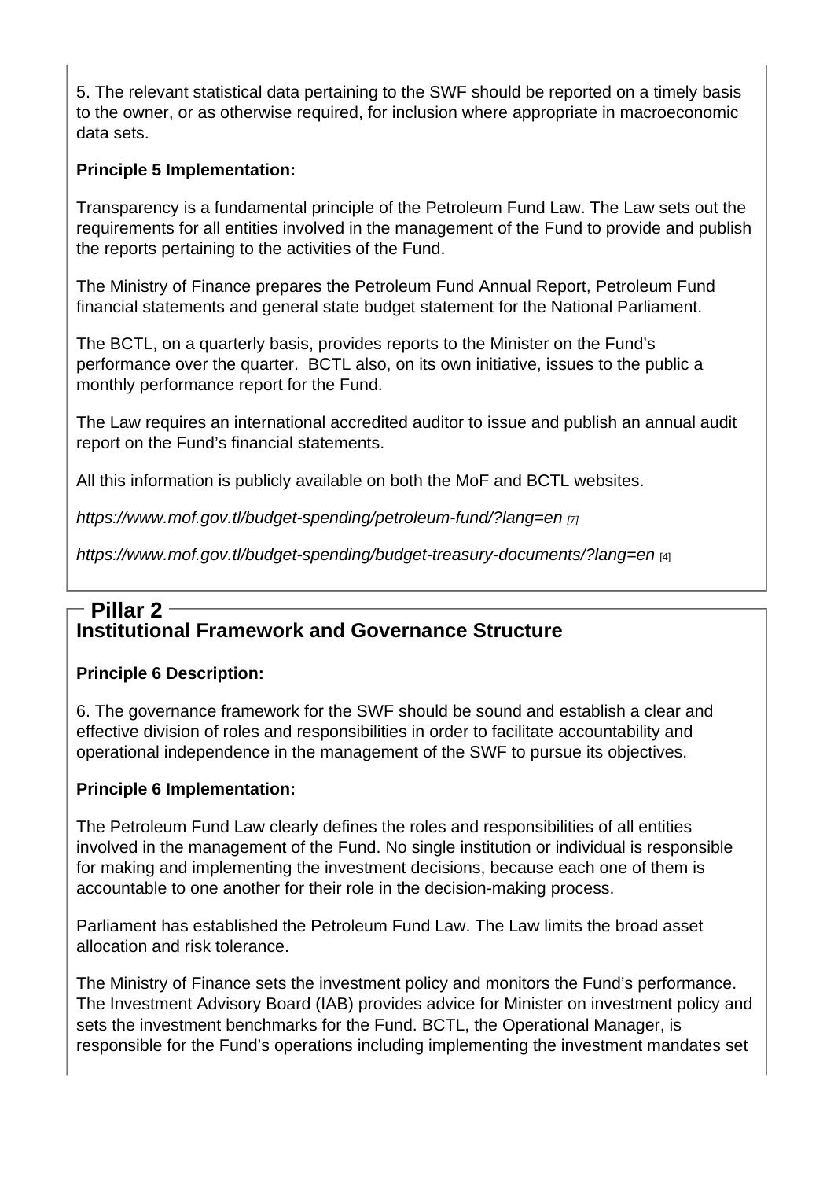5. The relevant statistical data pertaining to the SWF should be reported on a timely basis to the owner, or as otherwise required, for inclusion where appropriate in macroeconomic data sets.

**Principle 5 Implementation:**

Transparency is a fundamental principle of the Petroleum Fund Law. The Law sets out the requirements for all entities involved in the management of the Fund to provide and publish the reports pertaining to the activities of the Fund.

The Ministry of Finance prepares the Petroleum Fund Annual Report, Petroleum Fund financial statements and general state budget statement for the National Parliament.

The BCTL, on a quarterly basis, provides reports to the Minister on the Fund's performance over the quarter. BCTL also, on its own initiative, issues to the public a monthly performance report for the Fund.

The Law requires an international accredited auditor to issue and publish an annual audit report on the Fund's financial statements.

All this information is publicly available on both the MoF and BCTL websites.

*https://www.mof.gov.tl/budget-spending/petroleum-fund/?lang=en* [7]

*https://www.mof.gov.tl/budget-spending/budget-treasury-documents/?lang=en* [4]

## Pillar 2

## Institutional Framework and Governance Structure

**Principle 6 Description:**

6. The governance framework for the SWF should be sound and establish a clear and effective division of roles and responsibilities in order to facilitate accountability and operational independence in the management of the SWF to pursue its objectives.

**Principle 6 Implementation:**

The Petroleum Fund Law clearly defines the roles and responsibilities of all entities involved in the management of the Fund. No single institution or individual is responsible for making and implementing the investment decisions, because each one of them is accountable to one another for their role in the decision-making process.

Parliament has established the Petroleum Fund Law. The Law limits the broad asset allocation and risk tolerance.

The Ministry of Finance sets the investment policy and monitors the Fund's performance. The Investment Advisory Board (IAB) provides advice for Minister on investment policy and sets the investment benchmarks for the Fund. BCTL, the Operational Manager, is responsible for the Fund's operations including implementing the investment mandates set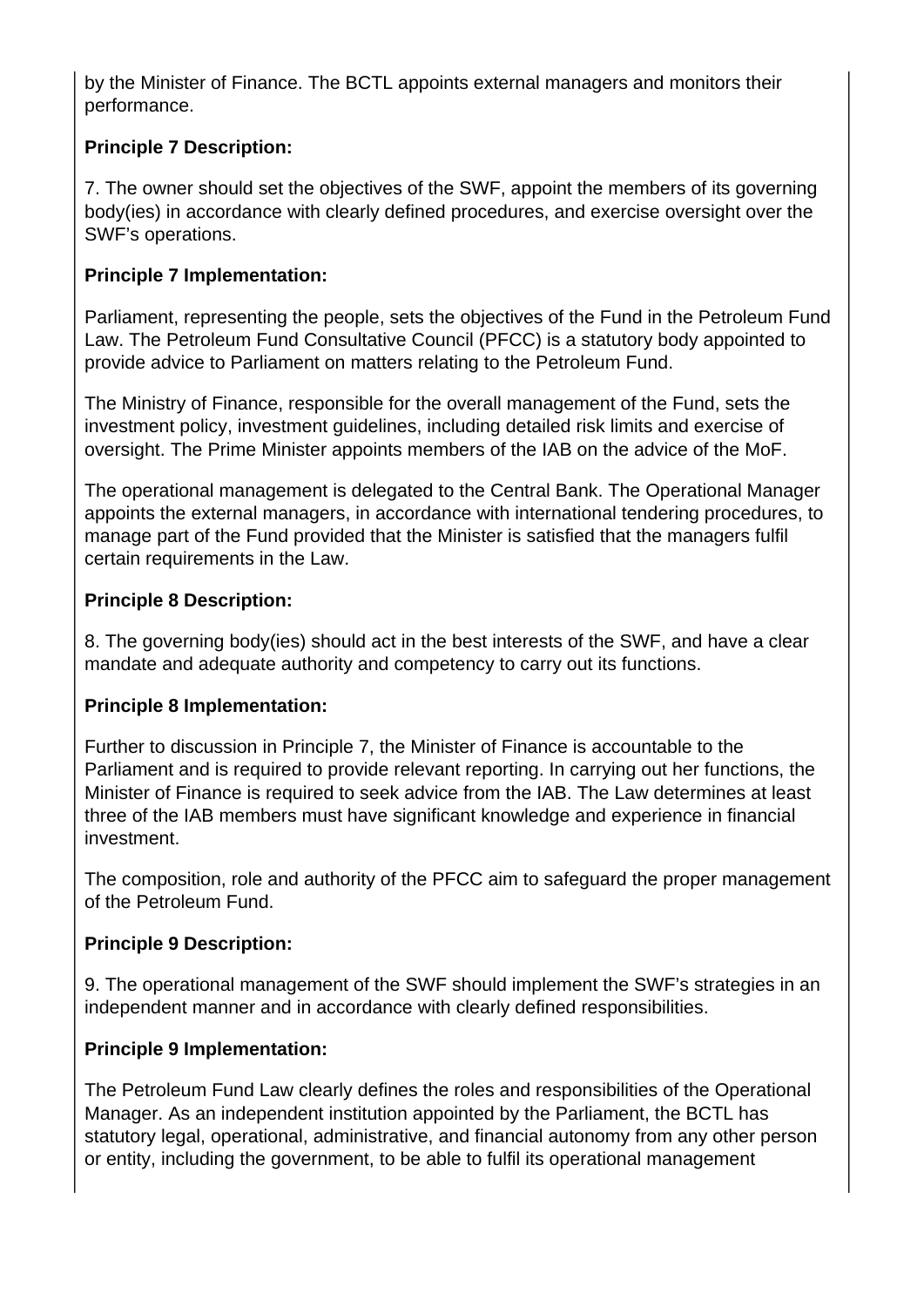by the Minister of Finance. The BCTL appoints external managers and monitors their performance.

**Principle 7 Description:**

7. The owner should set the objectives of the SWF, appoint the members of its governing body(ies) in accordance with clearly defined procedures, and exercise oversight over the SWF's operations.

**Principle 7 Implementation:**

Parliament, representing the people, sets the objectives of the Fund in the Petroleum Fund Law. The Petroleum Fund Consultative Council (PFCC) is a statutory body appointed to provide advice to Parliament on matters relating to the Petroleum Fund.

The Ministry of Finance, responsible for the overall management of the Fund, sets the investment policy, investment guidelines, including detailed risk limits and exercise of oversight. The Prime Minister appoints members of the IAB on the advice of the MoF.

The operational management is delegated to the Central Bank. The Operational Manager appoints the external managers, in accordance with international tendering procedures, to manage part of the Fund provided that the Minister is satisfied that the managers fulfil certain requirements in the Law.

**Principle 8 Description:**

8. The governing body(ies) should act in the best interests of the SWF, and have a clear mandate and adequate authority and competency to carry out its functions.

**Principle 8 Implementation:**

Further to discussion in Principle 7, the Minister of Finance is accountable to the Parliament and is required to provide relevant reporting. In carrying out her functions, the Minister of Finance is required to seek advice from the IAB. The Law determines at least three of the IAB members must have significant knowledge and experience in financial investment.

The composition, role and authority of the PFCC aim to safeguard the proper management of the Petroleum Fund.

**Principle 9 Description:**

9. The operational management of the SWF should implement the SWF's strategies in an independent manner and in accordance with clearly defined responsibilities.

**Principle 9 Implementation:**

The Petroleum Fund Law clearly defines the roles and responsibilities of the Operational Manager. As an independent institution appointed by the Parliament, the BCTL has statutory legal, operational, administrative, and financial autonomy from any other person or entity, including the government, to be able to fulfil its operational management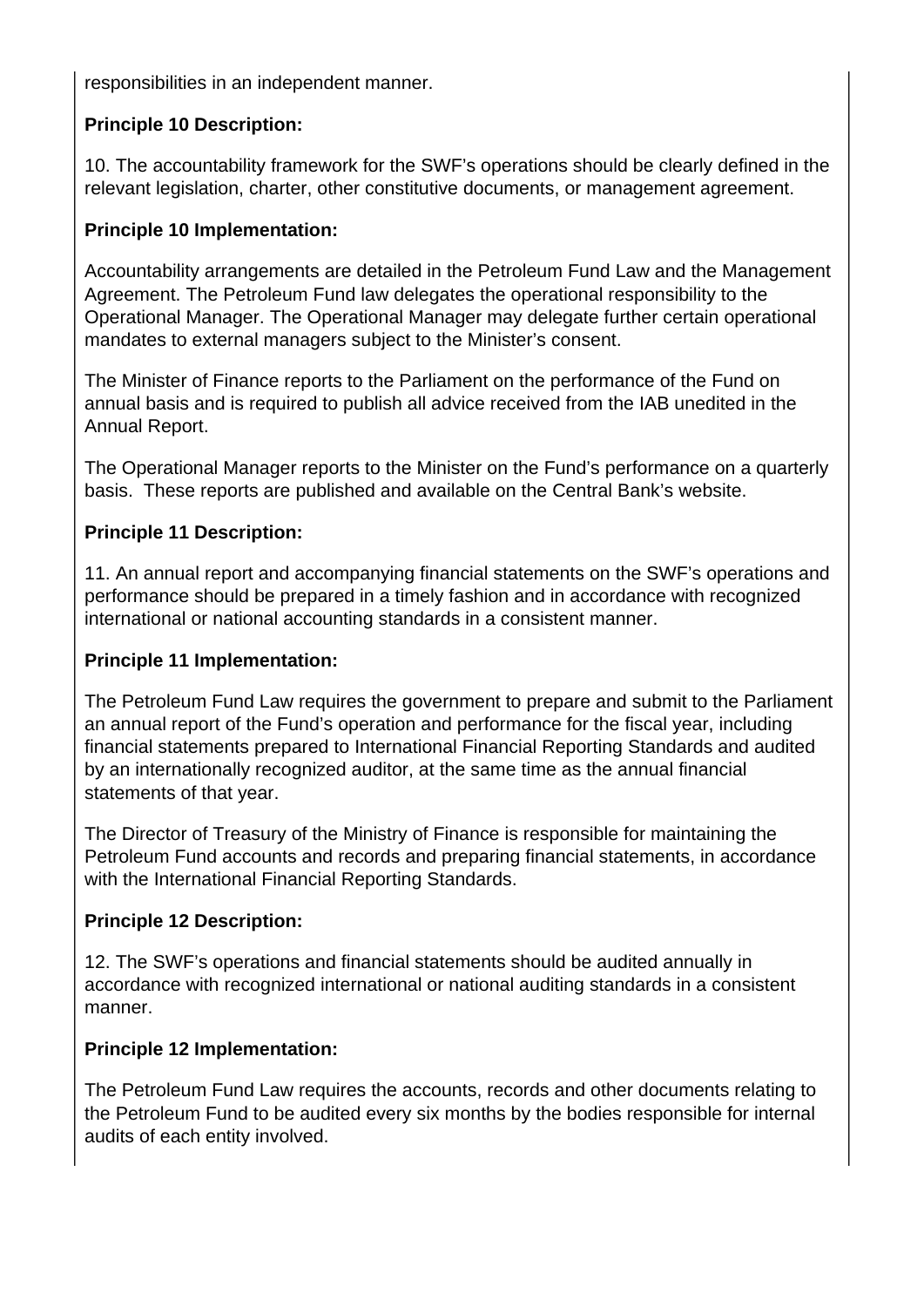responsibilities in an independent manner.

**Principle 10 Description:**

10. The accountability framework for the SWF's operations should be clearly defined in the relevant legislation, charter, other constitutive documents, or management agreement.

**Principle 10 Implementation:**

Accountability arrangements are detailed in the Petroleum Fund Law and the Management Agreement. The Petroleum Fund law delegates the operational responsibility to the Operational Manager. The Operational Manager may delegate further certain operational mandates to external managers subject to the Minister's consent.

The Minister of Finance reports to the Parliament on the performance of the Fund on annual basis and is required to publish all advice received from the IAB unedited in the Annual Report.

The Operational Manager reports to the Minister on the Fund's performance on a quarterly basis. These reports are published and available on the Central Bank's website.

**Principle 11 Description:**

11. An annual report and accompanying financial statements on the SWF's operations and performance should be prepared in a timely fashion and in accordance with recognized international or national accounting standards in a consistent manner.

**Principle 11 Implementation:**

The Petroleum Fund Law requires the government to prepare and submit to the Parliament an annual report of the Fund's operation and performance for the fiscal year, including financial statements prepared to International Financial Reporting Standards and audited by an internationally recognized auditor, at the same time as the annual financial statements of that year.

The Director of Treasury of the Ministry of Finance is responsible for maintaining the Petroleum Fund accounts and records and preparing financial statements, in accordance with the International Financial Reporting Standards.

**Principle 12 Description:**

12. The SWF's operations and financial statements should be audited annually in accordance with recognized international or national auditing standards in a consistent manner.

**Principle 12 Implementation:**

The Petroleum Fund Law requires the accounts, records and other documents relating to the Petroleum Fund to be audited every six months by the bodies responsible for internal audits of each entity involved.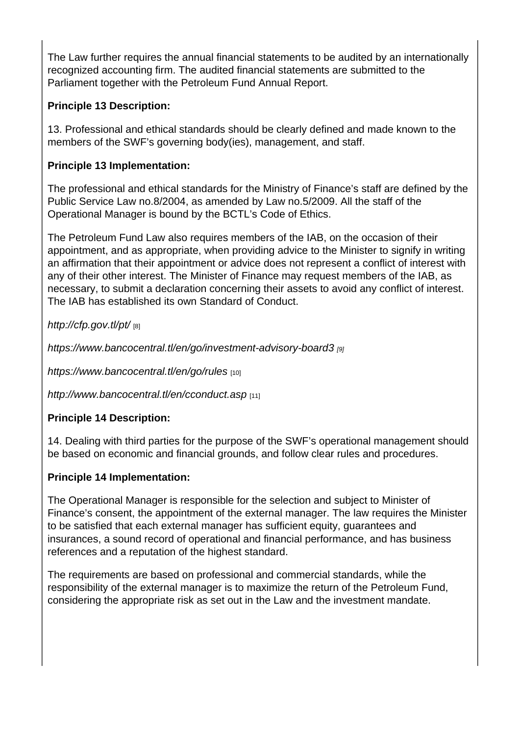The Law further requires the annual financial statements to be audited by an internationally recognized accounting firm. The audited financial statements are submitted to the Parliament together with the Petroleum Fund Annual Report.

**Principle 13 Description:**

13. Professional and ethical standards should be clearly defined and made known to the members of the SWF's governing body(ies), management, and staff.

**Principle 13 Implementation:**

The professional and ethical standards for the Ministry of Finance's staff are defined by the Public Service Law no.8/2004, as amended by Law no.5/2009. All the staff of the Operational Manager is bound by the BCTL's Code of Ethics.

The Petroleum Fund Law also requires members of the IAB, on the occasion of their appointment, and as appropriate, when providing advice to the Minister to signify in writing an affirmation that their appointment or advice does not represent a conflict of interest with any of their other interest. The Minister of Finance may request members of the IAB, as necessary, to submit a declaration concerning their assets to avoid any conflict of interest. The IAB has established its own Standard of Conduct.

*http://cfp.gov.tl/pt/* [8]

*https://www.bancocentral.tl/en/go/investment-advisory-board3* [9]

*https://www.bancocentral.tl/en/go/rules* [10]

*http://www.bancocentral.tl/en/cconduct.asp* [11]

**Principle 14 Description:**

14. Dealing with third parties for the purpose of the SWF's operational management should be based on economic and financial grounds, and follow clear rules and procedures.

**Principle 14 Implementation:**

The Operational Manager is responsible for the selection and subject to Minister of Finance's consent, the appointment of the external manager. The law requires the Minister to be satisfied that each external manager has sufficient equity, guarantees and insurances, a sound record of operational and financial performance, and has business references and a reputation of the highest standard.

The requirements are based on professional and commercial standards, while the responsibility of the external manager is to maximize the return of the Petroleum Fund, considering the appropriate risk as set out in the Law and the investment mandate.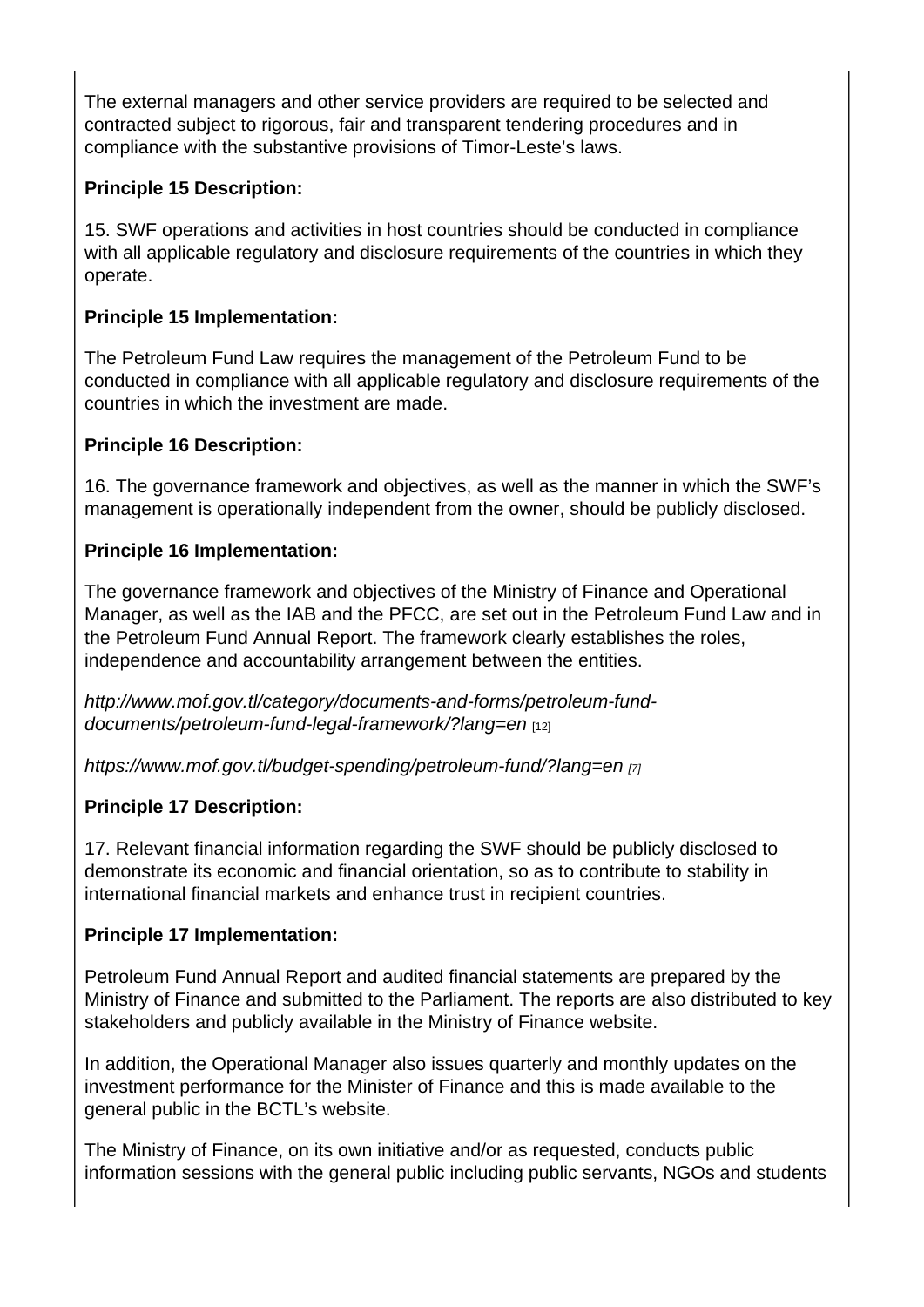The external managers and other service providers are required to be selected and contracted subject to rigorous, fair and transparent tendering procedures and in compliance with the substantive provisions of Timor-Leste's laws.

**Principle 15 Description:**

15. SWF operations and activities in host countries should be conducted in compliance with all applicable regulatory and disclosure requirements of the countries in which they operate.

**Principle 15 Implementation:**

The Petroleum Fund Law requires the management of the Petroleum Fund to be conducted in compliance with all applicable regulatory and disclosure requirements of the countries in which the investment are made.

**Principle 16 Description:**

16. The governance framework and objectives, as well as the manner in which the SWF's management is operationally independent from the owner, should be publicly disclosed.

**Principle 16 Implementation:**

The governance framework and objectives of the Ministry of Finance and Operational Manager, as well as the IAB and the PFCC, are set out in the Petroleum Fund Law and in the Petroleum Fund Annual Report. The framework clearly establishes the roles, independence and accountability arrangement between the entities.

*http://www.mof.gov.tl/category/documents-and-forms/petroleum-fund-documents/petroleum-fund-legal-framework/?lang=en* [12]

*https://www.mof.gov.tl/budget-spending/petroleum-fund/?lang=en* [7]

**Principle 17 Description:**

17. Relevant financial information regarding the SWF should be publicly disclosed to demonstrate its economic and financial orientation, so as to contribute to stability in international financial markets and enhance trust in recipient countries.

**Principle 17 Implementation:**

Petroleum Fund Annual Report and audited financial statements are prepared by the Ministry of Finance and submitted to the Parliament. The reports are also distributed to key stakeholders and publicly available in the Ministry of Finance website.

In addition, the Operational Manager also issues quarterly and monthly updates on the investment performance for the Minister of Finance and this is made available to the general public in the BCTL's website.

The Ministry of Finance, on its own initiative and/or as requested, conducts public information sessions with the general public including public servants, NGOs and students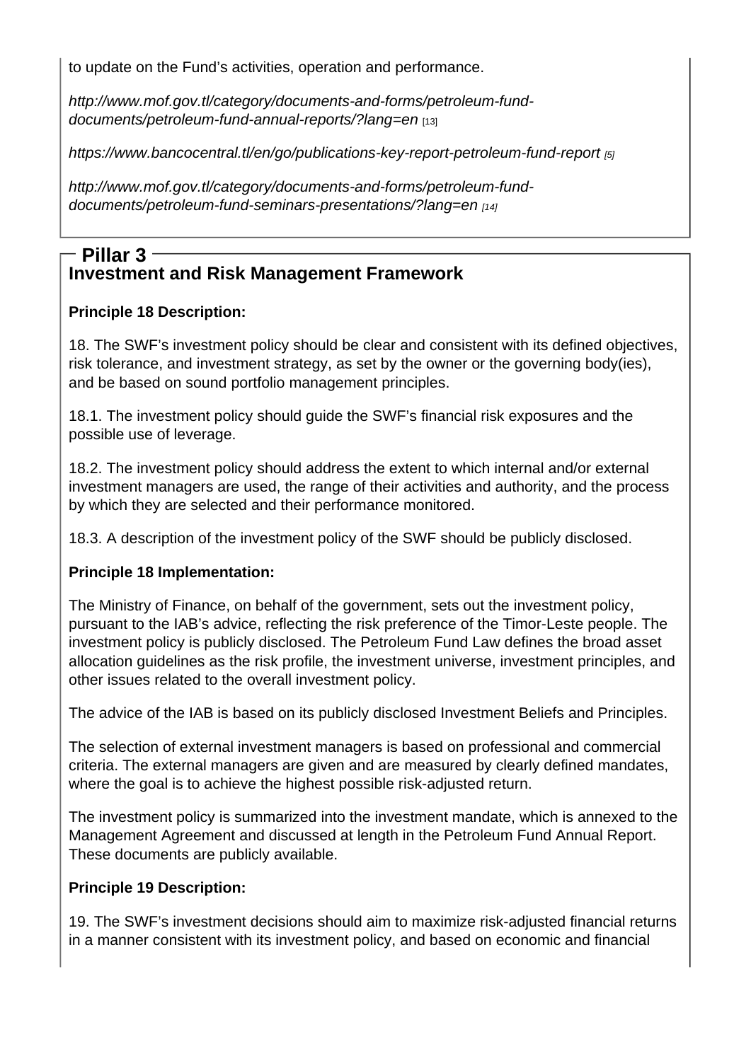to update on the Fund's activities, operation and performance.

*http://www.mof.gov.tl/category/documents-and-forms/petroleum-fund-documents/petroleum-fund-annual-reports/?lang=en* [13]

*https://www.bancocentral.tl/en/go/publications-key-report-petroleum-fund-report* [5]

*http://www.mof.gov.tl/category/documents-and-forms/petroleum-fund-documents/petroleum-fund-seminars-presentations/?lang=en* [14]

## Pillar 3

### Investment and Risk Management Framework

**Principle 18 Description:**

18. The SWF's investment policy should be clear and consistent with its defined objectives, risk tolerance, and investment strategy, as set by the owner or the governing body(ies), and be based on sound portfolio management principles.

18.1. The investment policy should guide the SWF's financial risk exposures and the possible use of leverage.

18.2. The investment policy should address the extent to which internal and/or external investment managers are used, the range of their activities and authority, and the process by which they are selected and their performance monitored.

18.3. A description of the investment policy of the SWF should be publicly disclosed.

**Principle 18 Implementation:**

The Ministry of Finance, on behalf of the government, sets out the investment policy, pursuant to the IAB's advice, reflecting the risk preference of the Timor-Leste people. The investment policy is publicly disclosed. The Petroleum Fund Law defines the broad asset allocation guidelines as the risk profile, the investment universe, investment principles, and other issues related to the overall investment policy.

The advice of the IAB is based on its publicly disclosed Investment Beliefs and Principles.

The selection of external investment managers is based on professional and commercial criteria. The external managers are given and are measured by clearly defined mandates, where the goal is to achieve the highest possible risk-adjusted return.

The investment policy is summarized into the investment mandate, which is annexed to the Management Agreement and discussed at length in the Petroleum Fund Annual Report. These documents are publicly available.

**Principle 19 Description:**

19. The SWF's investment decisions should aim to maximize risk-adjusted financial returns in a manner consistent with its investment policy, and based on economic and financial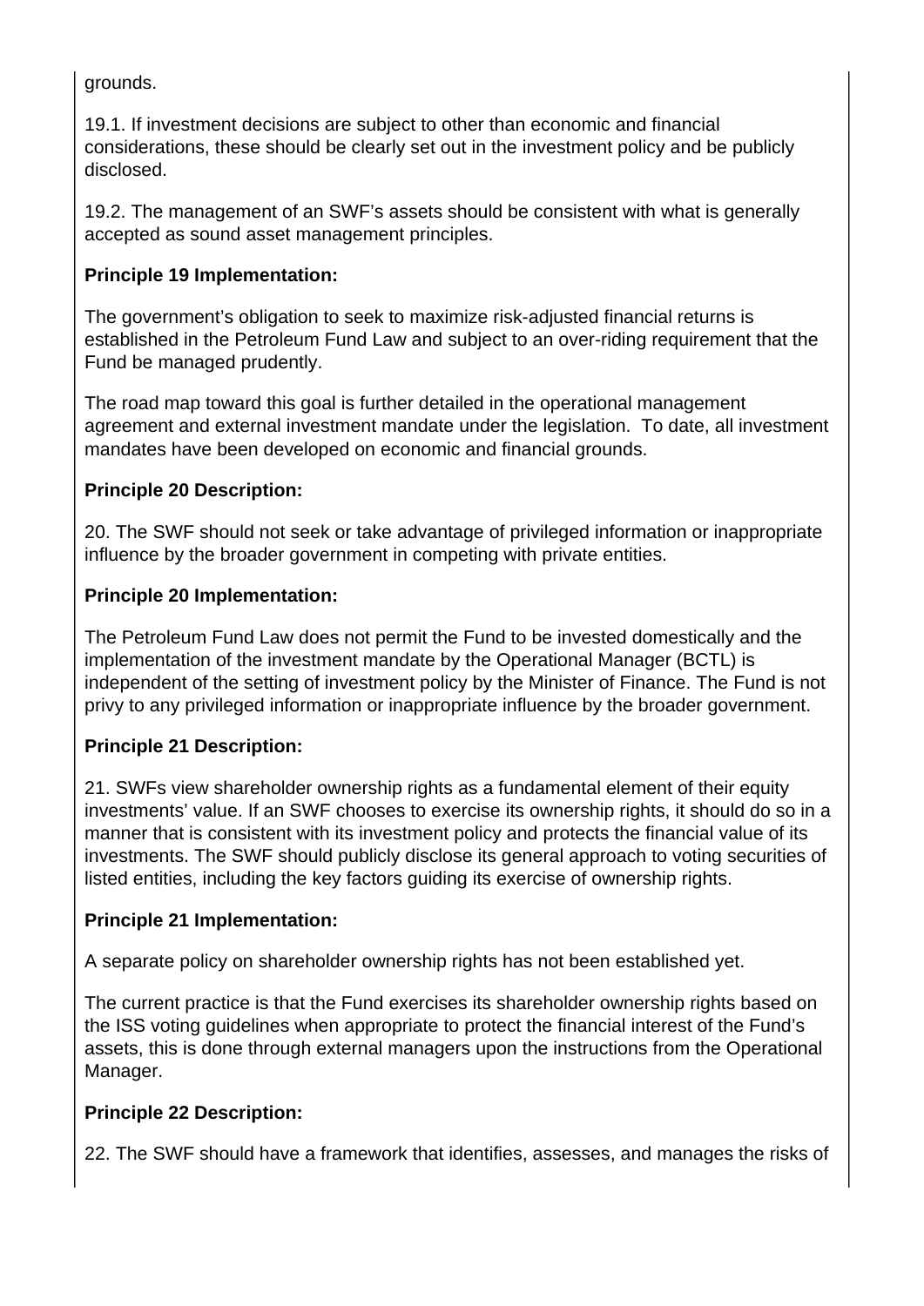grounds.

19.1. If investment decisions are subject to other than economic and financial considerations, these should be clearly set out in the investment policy and be publicly disclosed.

19.2. The management of an SWF's assets should be consistent with what is generally accepted as sound asset management principles.

**Principle 19 Implementation:**

The government's obligation to seek to maximize risk-adjusted financial returns is established in the Petroleum Fund Law and subject to an over-riding requirement that the Fund be managed prudently.

The road map toward this goal is further detailed in the operational management agreement and external investment mandate under the legislation. To date, all investment mandates have been developed on economic and financial grounds.

**Principle 20 Description:**

20. The SWF should not seek or take advantage of privileged information or inappropriate influence by the broader government in competing with private entities.

**Principle 20 Implementation:**

The Petroleum Fund Law does not permit the Fund to be invested domestically and the implementation of the investment mandate by the Operational Manager (BCTL) is independent of the setting of investment policy by the Minister of Finance. The Fund is not privy to any privileged information or inappropriate influence by the broader government.

**Principle 21 Description:**

21. SWFs view shareholder ownership rights as a fundamental element of their equity investments' value. If an SWF chooses to exercise its ownership rights, it should do so in a manner that is consistent with its investment policy and protects the financial value of its investments. The SWF should publicly disclose its general approach to voting securities of listed entities, including the key factors guiding its exercise of ownership rights.

**Principle 21 Implementation:**

A separate policy on shareholder ownership rights has not been established yet.

The current practice is that the Fund exercises its shareholder ownership rights based on the ISS voting guidelines when appropriate to protect the financial interest of the Fund's assets, this is done through external managers upon the instructions from the Operational Manager.

**Principle 22 Description:**

22. The SWF should have a framework that identifies, assesses, and manages the risks of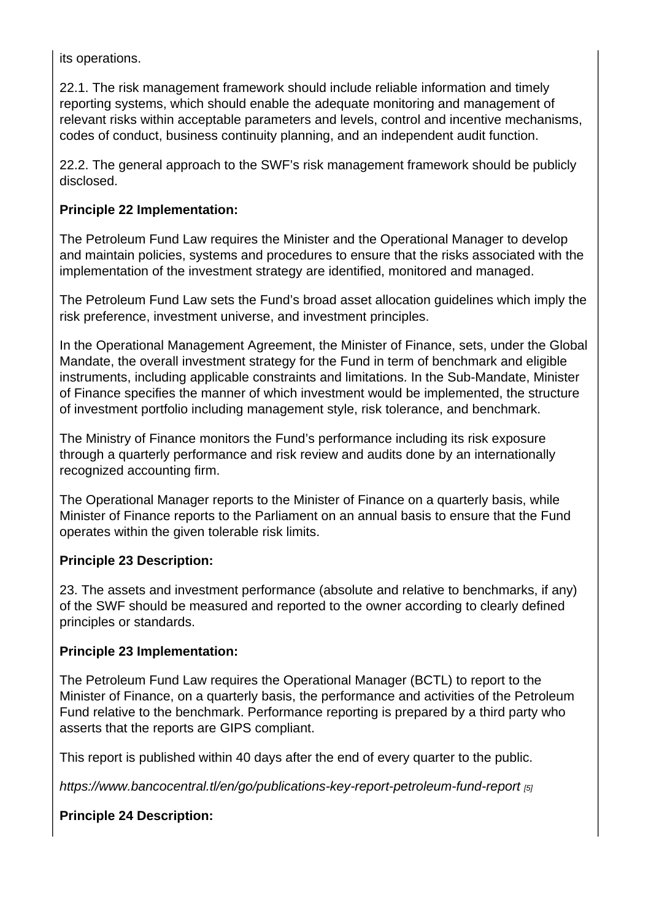its operations.

22.1. The risk management framework should include reliable information and timely reporting systems, which should enable the adequate monitoring and management of relevant risks within acceptable parameters and levels, control and incentive mechanisms, codes of conduct, business continuity planning, and an independent audit function.

22.2. The general approach to the SWF's risk management framework should be publicly disclosed.

**Principle 22 Implementation:**

The Petroleum Fund Law requires the Minister and the Operational Manager to develop and maintain policies, systems and procedures to ensure that the risks associated with the implementation of the investment strategy are identified, monitored and managed.

The Petroleum Fund Law sets the Fund's broad asset allocation guidelines which imply the risk preference, investment universe, and investment principles.

In the Operational Management Agreement, the Minister of Finance, sets, under the Global Mandate, the overall investment strategy for the Fund in term of benchmark and eligible instruments, including applicable constraints and limitations. In the Sub-Mandate, Minister of Finance specifies the manner of which investment would be implemented, the structure of investment portfolio including management style, risk tolerance, and benchmark.

The Ministry of Finance monitors the Fund's performance including its risk exposure through a quarterly performance and risk review and audits done by an internationally recognized accounting firm.

The Operational Manager reports to the Minister of Finance on a quarterly basis, while Minister of Finance reports to the Parliament on an annual basis to ensure that the Fund operates within the given tolerable risk limits.

**Principle 23 Description:**

23. The assets and investment performance (absolute and relative to benchmarks, if any) of the SWF should be measured and reported to the owner according to clearly defined principles or standards.

**Principle 23 Implementation:**

The Petroleum Fund Law requires the Operational Manager (BCTL) to report to the Minister of Finance, on a quarterly basis, the performance and activities of the Petroleum Fund relative to the benchmark. Performance reporting is prepared by a third party who asserts that the reports are GIPS compliant.

This report is published within 40 days after the end of every quarter to the public.

*https://www.bancocentral.tl/en/go/publications-key-report-petroleum-fund-report* [5]

**Principle 24 Description:**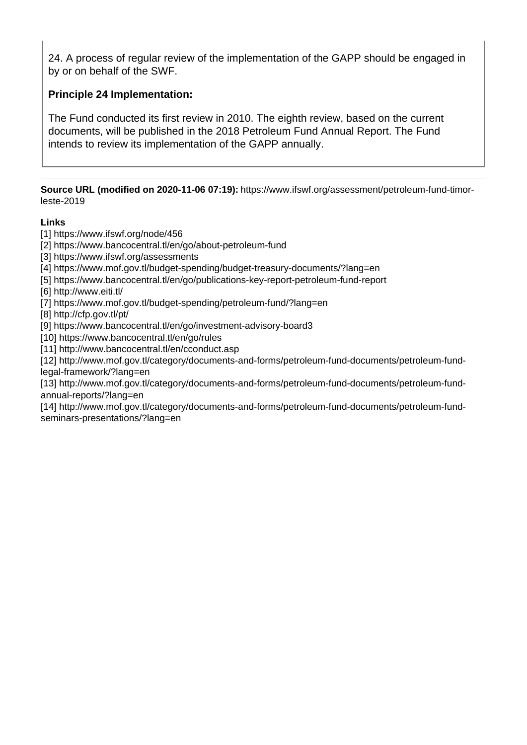24. A process of regular review of the implementation of the GAPP should be engaged in by or on behalf of the SWF.

**Principle 24 Implementation:**

The Fund conducted its first review in 2010. The eighth review, based on the current documents, will be published in the 2018 Petroleum Fund Annual Report. The Fund intends to review its implementation of the GAPP annually.

---

**Source URL (modified on 2020-11-06 07:19):** https://www.ifswf.org/assessment/petroleum-fund-timor-leste-2019

**Links**

[1] https://www.ifswf.org/node/456
[2] https://www.bancocentral.tl/en/go/about-petroleum-fund
[3] https://www.ifswf.org/assessments
[4] https://www.mof.gov.tl/budget-spending/budget-treasury-documents/?lang=en
[5] https://www.bancocentral.tl/en/go/publications-key-report-petroleum-fund-report
[6] http://www.eiti.tl/
[7] https://www.mof.gov.tl/budget-spending/petroleum-fund/?lang=en
[8] http://cfp.gov.tl/pt/
[9] https://www.bancocentral.tl/en/go/investment-advisory-board3
[10] https://www.bancocentral.tl/en/go/rules
[11] http://www.bancocentral.tl/en/cconduct.asp
[12] http://www.mof.gov.tl/category/documents-and-forms/petroleum-fund-documents/petroleum-fund-legal-framework/?lang=en
[13] http://www.mof.gov.tl/category/documents-and-forms/petroleum-fund-documents/petroleum-fund-annual-reports/?lang=en
[14] http://www.mof.gov.tl/category/documents-and-forms/petroleum-fund-documents/petroleum-fund-seminars-presentations/?lang=en